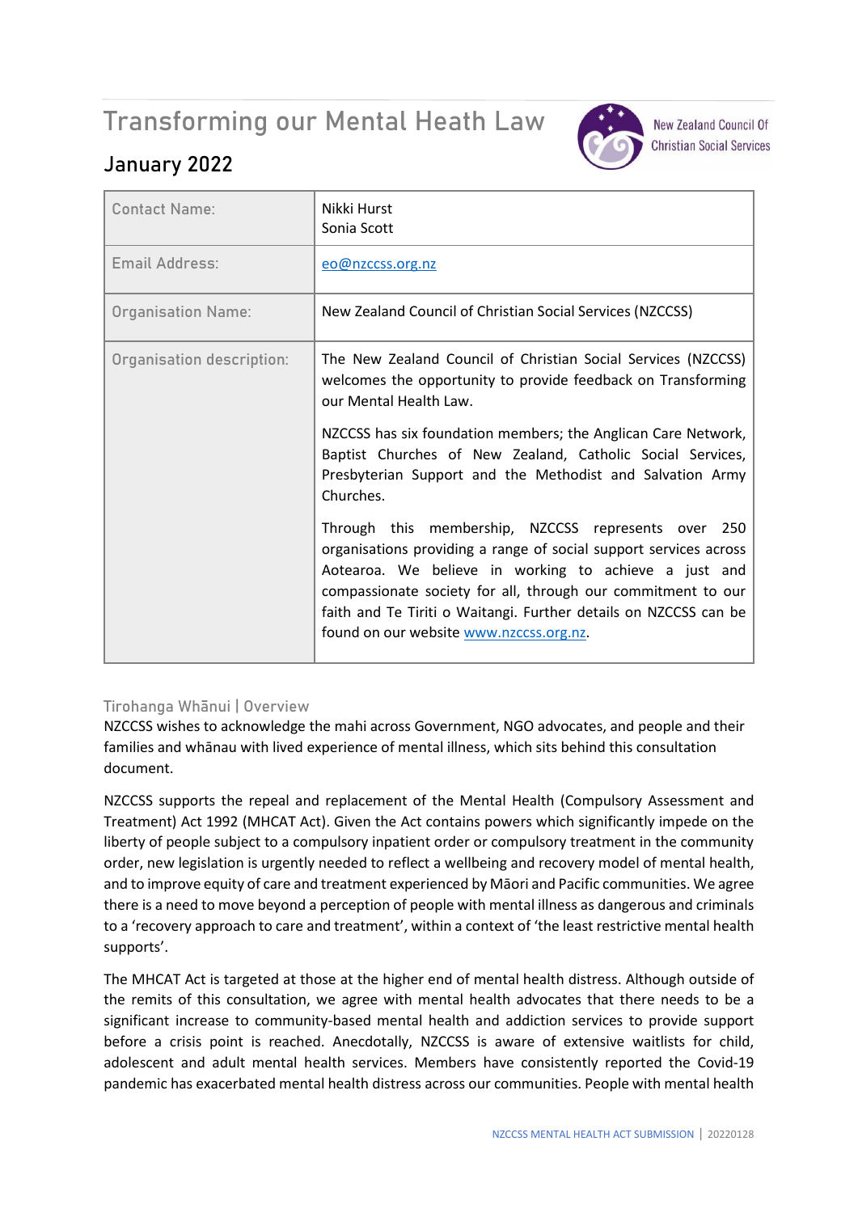# Transforming our Mental Heath Law

## January 2022

New Zealand Council Of Christian Social Services

| Contact Name: | Nikki Hurst<br>Sonia Scott |
|---|---|
| Email Address: | eo@nzccss.org.nz |
| Organisation Name: | New Zealand Council of Christian Social Services (NZCCSS) |
| Organisation description: | The New Zealand Council of Christian Social Services (NZCCSS) welcomes the opportunity to provide feedback on Transforming our Mental Health Law.<br><br>NZCCSS has six foundation members; the Anglican Care Network, Baptist Churches of New Zealand, Catholic Social Services, Presbyterian Support and the Methodist and Salvation Army Churches.<br><br>Through this membership, NZCCSS represents over 250 organisations providing a range of social support services across Aotearoa. We believe in working to achieve a just and compassionate society for all, through our commitment to our faith and Te Tiriti o Waitangi. Further details on NZCCSS can be found on our website www.nzccss.org.nz. |

### Tirohanga Whānui | Overview

NZCCSS wishes to acknowledge the mahi across Government, NGO advocates, and people and their families and whānau with lived experience of mental illness, which sits behind this consultation document.

NZCCSS supports the repeal and replacement of the Mental Health (Compulsory Assessment and Treatment) Act 1992 (MHCAT Act). Given the Act contains powers which significantly impede on the liberty of people subject to a compulsory inpatient order or compulsory treatment in the community order, new legislation is urgently needed to reflect a wellbeing and recovery model of mental health, and to improve equity of care and treatment experienced by Māori and Pacific communities. We agree there is a need to move beyond a perception of people with mental illness as dangerous and criminals to a 'recovery approach to care and treatment', within a context of 'the least restrictive mental health supports'.

The MHCAT Act is targeted at those at the higher end of mental health distress. Although outside of the remits of this consultation, we agree with mental health advocates that there needs to be a significant increase to community-based mental health and addiction services to provide support before a crisis point is reached. Anecdotally, NZCCSS is aware of extensive waitlists for child, adolescent and adult mental health services. Members have consistently reported the Covid-19 pandemic has exacerbated mental health distress across our communities. People with mental health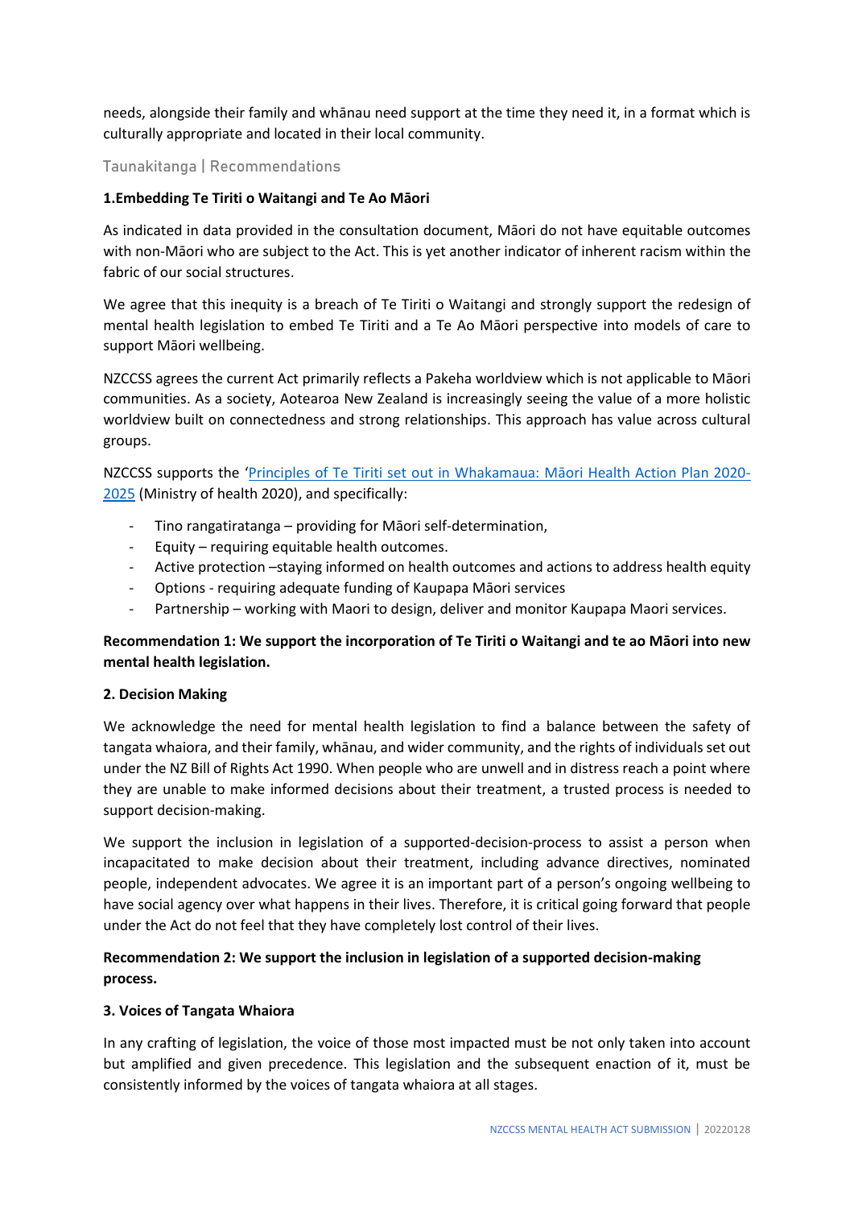needs, alongside their family and whānau need support at the time they need it, in a format which is culturally appropriate and located in their local community.

## Taunakitanga | Recommendations

### 1.Embedding Te Tiriti o Waitangi and Te Ao Māori

As indicated in data provided in the consultation document, Māori do not have equitable outcomes with non-Māori who are subject to the Act. This is yet another indicator of inherent racism within the fabric of our social structures.

We agree that this inequity is a breach of Te Tiriti o Waitangi and strongly support the redesign of mental health legislation to embed Te Tiriti and a Te Ao Māori perspective into models of care to support Māori wellbeing.

NZCCSS agrees the current Act primarily reflects a Pakeha worldview which is not applicable to Māori communities. As a society, Aotearoa New Zealand is increasingly seeing the value of a more holistic worldview built on connectedness and strong relationships. This approach has value across cultural groups.

NZCCSS supports the 'Principles of Te Tiriti set out in Whakamaua: Māori Health Action Plan 2020-2025 (Ministry of health 2020), and specifically:

- Tino rangatiratanga – providing for Māori self-determination,
- Equity – requiring equitable health outcomes.
- Active protection –staying informed on health outcomes and actions to address health equity
- Options - requiring adequate funding of Kaupapa Māori services
- Partnership – working with Maori to design, deliver and monitor Kaupapa Maori services.

**Recommendation 1: We support the incorporation of Te Tiriti o Waitangi and te ao Māori into new mental health legislation.**

### 2. Decision Making

We acknowledge the need for mental health legislation to find a balance between the safety of tangata whaiora, and their family, whānau, and wider community, and the rights of individuals set out under the NZ Bill of Rights Act 1990. When people who are unwell and in distress reach a point where they are unable to make informed decisions about their treatment, a trusted process is needed to support decision-making.

We support the inclusion in legislation of a supported-decision-process to assist a person when incapacitated to make decision about their treatment, including advance directives, nominated people, independent advocates. We agree it is an important part of a person's ongoing wellbeing to have social agency over what happens in their lives. Therefore, it is critical going forward that people under the Act do not feel that they have completely lost control of their lives.

**Recommendation 2: We support the inclusion in legislation of a supported decision-making process.**

### 3. Voices of Tangata Whaiora

In any crafting of legislation, the voice of those most impacted must be not only taken into account but amplified and given precedence. This legislation and the subsequent enaction of it, must be consistently informed by the voices of tangata whaiora at all stages.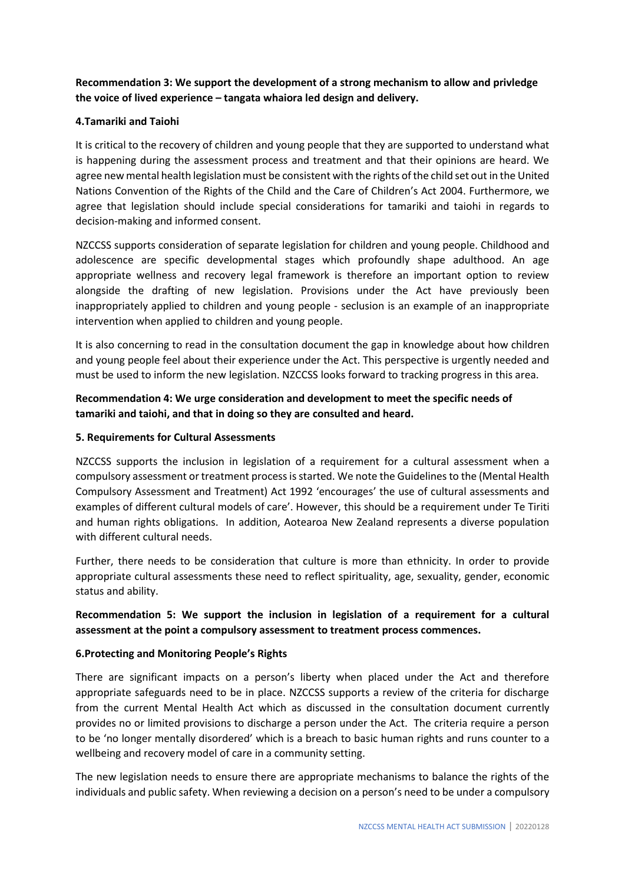**Recommendation 3: We support the development of a strong mechanism to allow and privledge the voice of lived experience – tangata whaiora led design and delivery.**

**4.Tamariki and Taiohi**

It is critical to the recovery of children and young people that they are supported to understand what is happening during the assessment process and treatment and that their opinions are heard. We agree new mental health legislation must be consistent with the rights of the child set out in the United Nations Convention of the Rights of the Child and the Care of Children's Act 2004. Furthermore, we agree that legislation should include special considerations for tamariki and taiohi in regards to decision-making and informed consent.

NZCCSS supports consideration of separate legislation for children and young people. Childhood and adolescence are specific developmental stages which profoundly shape adulthood. An age appropriate wellness and recovery legal framework is therefore an important option to review alongside the drafting of new legislation. Provisions under the Act have previously been inappropriately applied to children and young people - seclusion is an example of an inappropriate intervention when applied to children and young people.

It is also concerning to read in the consultation document the gap in knowledge about how children and young people feel about their experience under the Act. This perspective is urgently needed and must be used to inform the new legislation. NZCCSS looks forward to tracking progress in this area.

**Recommendation 4: We urge consideration and development to meet the specific needs of tamariki and taiohi, and that in doing so they are consulted and heard.**

**5. Requirements for Cultural Assessments**

NZCCSS supports the inclusion in legislation of a requirement for a cultural assessment when a compulsory assessment or treatment process is started. We note the Guidelines to the (Mental Health Compulsory Assessment and Treatment) Act 1992 'encourages' the use of cultural assessments and examples of different cultural models of care'. However, this should be a requirement under Te Tiriti and human rights obligations. In addition, Aotearoa New Zealand represents a diverse population with different cultural needs.

Further, there needs to be consideration that culture is more than ethnicity. In order to provide appropriate cultural assessments these need to reflect spirituality, age, sexuality, gender, economic status and ability.

**Recommendation 5: We support the inclusion in legislation of a requirement for a cultural assessment at the point a compulsory assessment to treatment process commences.**

**6.Protecting and Monitoring People's Rights**

There are significant impacts on a person's liberty when placed under the Act and therefore appropriate safeguards need to be in place. NZCCSS supports a review of the criteria for discharge from the current Mental Health Act which as discussed in the consultation document currently provides no or limited provisions to discharge a person under the Act. The criteria require a person to be 'no longer mentally disordered' which is a breach to basic human rights and runs counter to a wellbeing and recovery model of care in a community setting.

The new legislation needs to ensure there are appropriate mechanisms to balance the rights of the individuals and public safety. When reviewing a decision on a person's need to be under a compulsory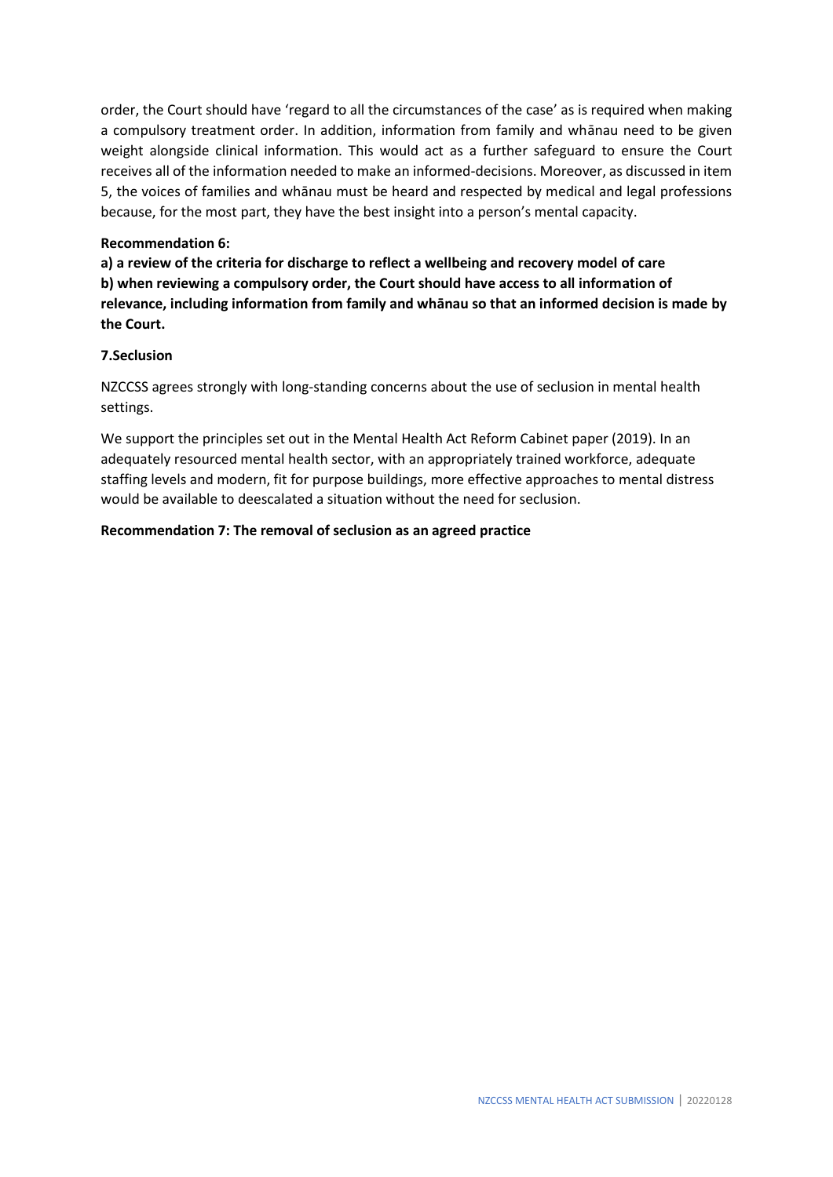order, the Court should have 'regard to all the circumstances of the case' as is required when making a compulsory treatment order. In addition, information from family and whānau need to be given weight alongside clinical information. This would act as a further safeguard to ensure the Court receives all of the information needed to make an informed-decisions. Moreover, as discussed in item 5, the voices of families and whānau must be heard and respected by medical and legal professions because, for the most part, they have the best insight into a person's mental capacity.

**Recommendation 6:**

**a) a review of the criteria for discharge to reflect a wellbeing and recovery model of care**
**b) when reviewing a compulsory order, the Court should have access to all information of relevance, including information from family and whānau so that an informed decision is made by the Court.**

**7.Seclusion**

NZCCSS agrees strongly with long-standing concerns about the use of seclusion in mental health settings.

We support the principles set out in the Mental Health Act Reform Cabinet paper (2019). In an adequately resourced mental health sector, with an appropriately trained workforce, adequate staffing levels and modern, fit for purpose buildings, more effective approaches to mental distress would be available to deescalated a situation without the need for seclusion.

**Recommendation 7: The removal of seclusion as an agreed practice**